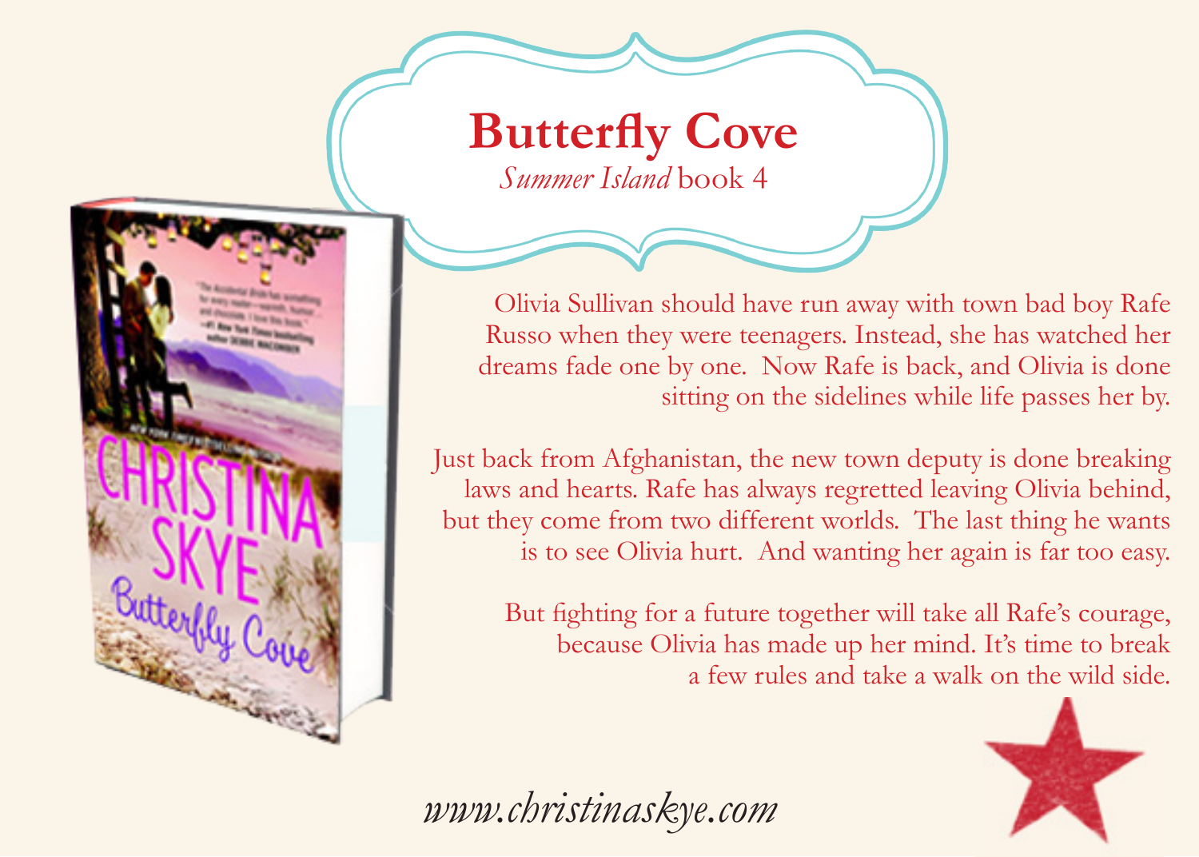# Butterfly Cove

*Summer Island* book 4

Olivia Sullivan should have run away with town bad boy Rafe Russo when they were teenagers. Instead, she has watched her dreams fade one by one. Now Rafe is back, and Olivia is done sitting on the sidelines while life passes her by.

Just back from Afghanistan, the new town deputy is done breaking laws and hearts. Rafe has always regretted leaving Olivia behind, but they come from two different worlds. The last thing he wants is to see Olivia hurt. And wanting her again is far too easy.

But fighting for a future together will take all Rafe's courage, because Olivia has made up her mind. It's time to break a few rules and take a walk on the wild side.

*www.christinaskye.com*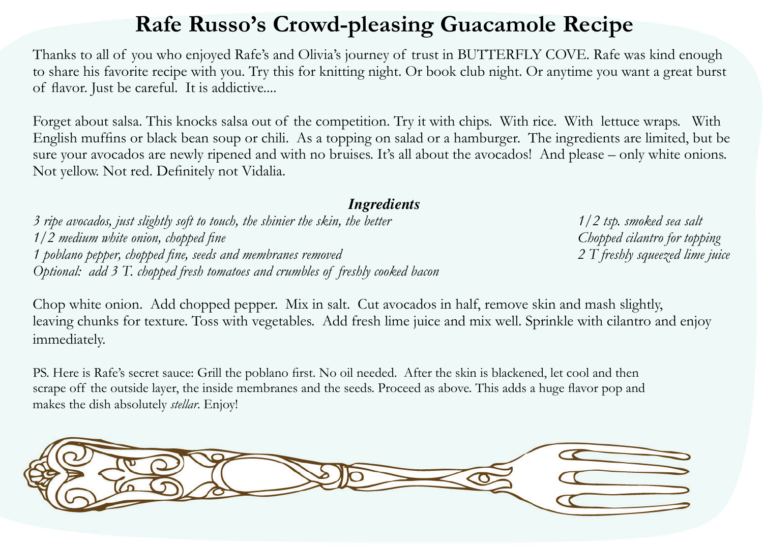# Rafe Russo's Crowd-pleasing Guacamole Recipe

Thanks to all of you who enjoyed Rafe's and Olivia's journey of trust in BUTTERFLY COVE. Rafe was kind enough to share his favorite recipe with you. Try this for knitting night. Or book club night. Or anytime you want a great burst of flavor. Just be careful. It is addictive....

Forget about salsa. This knocks salsa out of the competition. Try it with chips. With rice. With lettuce wraps. With English muffins or black bean soup or chili. As a topping on salad or a hamburger. The ingredients are limited, but be sure your avocados are newly ripened and with no bruises. It's all about the avocados! And please – only white onions. Not yellow. Not red. Definitely not Vidalia.

### *Ingredients*

*3 ripe avocados, just slightly soft to touch, the shinier the skin, the better*
*1/2 medium white onion, chopped fine*
*1 poblano pepper, chopped fine, seeds and membranes removed*
*Optional: add 3 T. chopped fresh tomatoes and crumbles of freshly cooked bacon*
*1/2 tsp. smoked sea salt*
*Chopped cilantro for topping*
*2 T freshly squeezed lime juice*

Chop white onion. Add chopped pepper. Mix in salt. Cut avocados in half, remove skin and mash slightly, leaving chunks for texture. Toss with vegetables. Add fresh lime juice and mix well. Sprinkle with cilantro and enjoy immediately.

PS. Here is Rafe's secret sauce: Grill the poblano first. No oil needed. After the skin is blackened, let cool and then scrape off the outside layer, the inside membranes and the seeds. Proceed as above. This adds a huge flavor pop and makes the dish absolutely *stellar*. Enjoy!